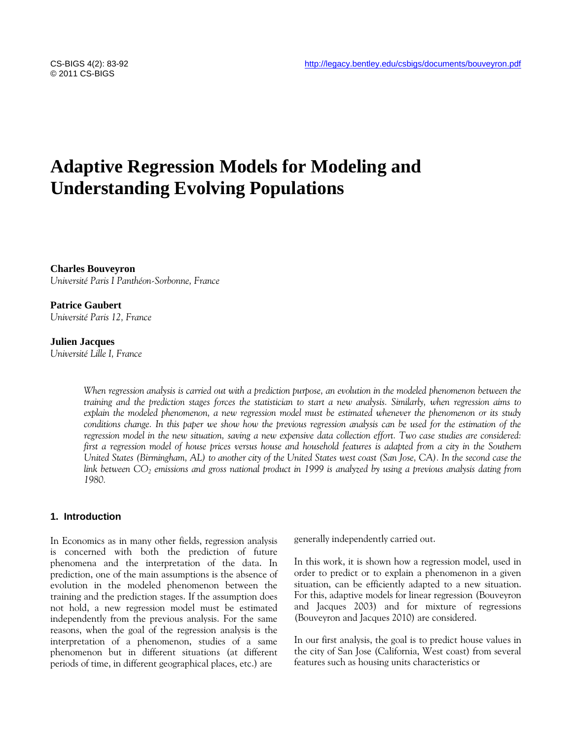# Adaptive Regression Models for Modeling and Understanding Evolving Populations

**Charles Bouveyron**
*Université Paris I Panthéon-Sorbonne, France*

**Patrice Gaubert**
*Université Paris 12, France*

**Julien Jacques**
*Université Lille I, France*

*When regression analysis is carried out with a prediction purpose, an evolution in the modeled phenomenon between the training and the prediction stages forces the statistician to start a new analysis. Similarly, when regression aims to explain the modeled phenomenon, a new regression model must be estimated whenever the phenomenon or its study conditions change. In this paper we show how the previous regression analysis can be used for the estimation of the regression model in the new situation, saving a new expensive data collection effort. Two case studies are considered: first a regression model of house prices versus house and household features is adapted from a city in the Southern United States (Birmingham, AL) to another city of the United States west coast (San Jose, CA). In the second case the link between $CO_2$ emissions and gross national product in 1999 is analyzed by using a previous analysis dating from 1980.*

## 1. Introduction

In Economics as in many other fields, regression analysis is concerned with both the prediction of future phenomena and the interpretation of the data. In prediction, one of the main assumptions is the absence of evolution in the modeled phenomenon between the training and the prediction stages. If the assumption does not hold, a new regression model must be estimated independently from the previous analysis. For the same reasons, when the goal of the regression analysis is the interpretation of a phenomenon, studies of a same phenomenon but in different situations (at different periods of time, in different geographical places, etc.) are generally independently carried out.

In this work, it is shown how a regression model, used in order to predict or to explain a phenomenon in a given situation, can be efficiently adapted to a new situation. For this, adaptive models for linear regression (Bouveyron and Jacques 2003) and for mixture of regressions (Bouveyron and Jacques 2010) are considered.

In our first analysis, the goal is to predict house values in the city of San Jose (California, West coast) from several features such as housing units characteristics or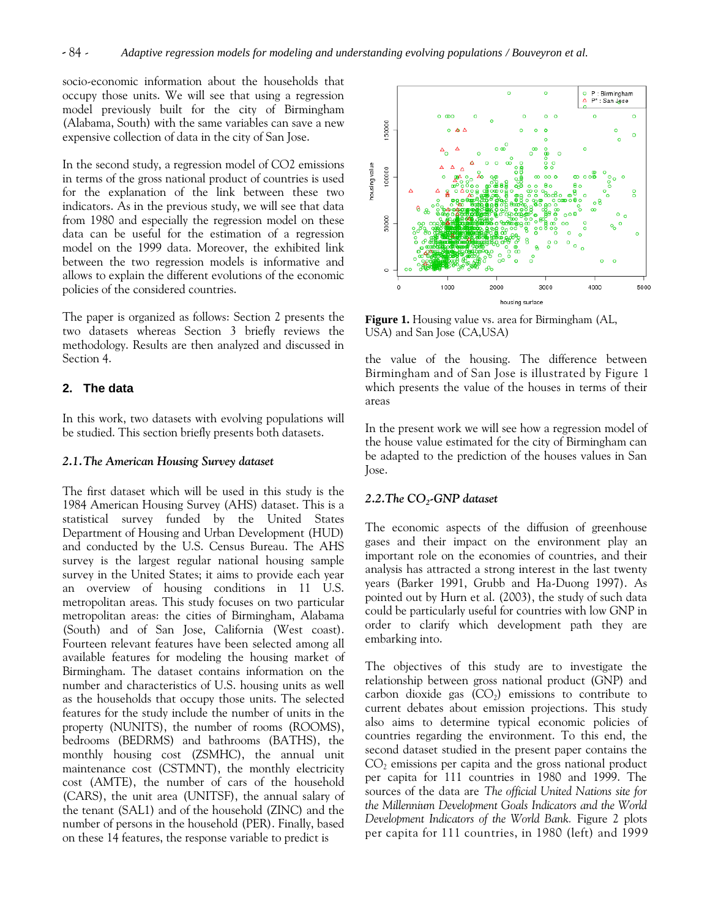socio-economic information about the households that occupy those units. We will see that using a regression model previously built for the city of Birmingham (Alabama, South) with the same variables can save a new expensive collection of data in the city of San Jose.

In the second study, a regression model of CO2 emissions in terms of the gross national product of countries is used for the explanation of the link between these two indicators. As in the previous study, we will see that data from 1980 and especially the regression model on these data can be useful for the estimation of a regression model on the 1999 data. Moreover, the exhibited link between the two regression models is informative and allows to explain the different evolutions of the economic policies of the considered countries.

The paper is organized as follows: Section 2 presents the two datasets whereas Section 3 briefly reviews the methodology. Results are then analyzed and discussed in Section 4.

## 2. The data

In this work, two datasets with evolving populations will be studied. This section briefly presents both datasets.

### *2.1. The American Housing Survey dataset*

The first dataset which will be used in this study is the 1984 American Housing Survey (AHS) dataset. This is a statistical survey funded by the United States Department of Housing and Urban Development (HUD) and conducted by the U.S. Census Bureau. The AHS survey is the largest regular national housing sample survey in the United States; it aims to provide each year an overview of housing conditions in 11 U.S. metropolitan areas. This study focuses on two particular metropolitan areas: the cities of Birmingham, Alabama (South) and of San Jose, California (West coast). Fourteen relevant features have been selected among all available features for modeling the housing market of Birmingham. The dataset contains information on the number and characteristics of U.S. housing units as well as the households that occupy those units. The selected features for the study include the number of units in the property (NUNITS), the number of rooms (ROOMS), bedrooms (BEDRMS) and bathrooms (BATHS), the monthly housing cost (ZSMHC), the annual unit maintenance cost (CSTMNT), the monthly electricity cost (AMTE), the number of cars of the household (CARS), the unit area (UNITSF), the annual salary of the tenant (SAL1) and of the household (ZINC) and the number of persons in the household (PER). Finally, based on these 14 features, the response variable to predict is the value of the housing. The difference between Birmingham and of San Jose is illustrated by Figure 1 which presents the value of the houses in terms of their areas

**Figure 1.** Housing value vs. area for Birmingham (AL, USA) and San Jose (CA,USA)

In the present work we will see how a regression model of the house value estimated for the city of Birmingham can be adapted to the prediction of the houses values in San Jose.

### *2.2. The $CO_2$-GNP dataset*

The economic aspects of the diffusion of greenhouse gases and their impact on the environment play an important role on the economies of countries, and their analysis has attracted a strong interest in the last twenty years (Barker 1991, Grubb and Ha-Duong 1997). As pointed out by Hurn et al. (2003), the study of such data could be particularly useful for countries with low GNP in order to clarify which development path they are embarking into.

The objectives of this study are to investigate the relationship between gross national product (GNP) and carbon dioxide gas ($CO_2$) emissions to contribute to current debates about emission projections. This study also aims to determine typical economic policies of countries regarding the environment. To this end, the second dataset studied in the present paper contains the $CO_2$ emissions per capita and the gross national product per capita for 111 countries in 1980 and 1999. The sources of the data are *The official United Nations site for the Millennium Development Goals Indicators and the World Development Indicators of the World Bank.* Figure 2 plots per capita for 111 countries, in 1980 (left) and 1999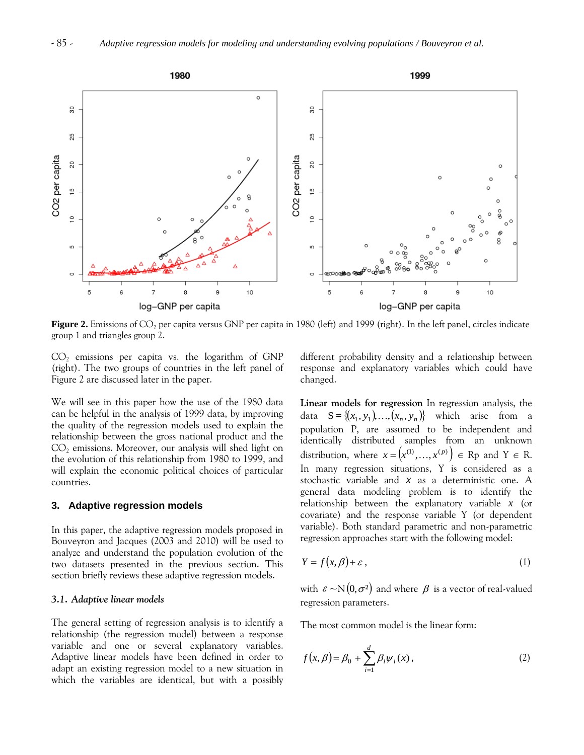**Figure 2.** Emissions of $CO_2$ per capita versus GNP per capita in 1980 (left) and 1999 (right). In the left panel, circles indicate group 1 and triangles group 2.

$CO_2$ emissions per capita vs. the logarithm of GNP (right). The two groups of countries in the left panel of Figure 2 are discussed later in the paper.

We will see in this paper how the use of the 1980 data can be helpful in the analysis of 1999 data, by improving the quality of the regression models used to explain the relationship between the gross national product and the $CO_2$ emissions. Moreover, our analysis will shed light on the evolution of this relationship from 1980 to 1999, and will explain the economic political choices of particular countries.

## 3. Adaptive regression models

In this paper, the adaptive regression models proposed in Bouveyron and Jacques (2003 and 2010) will be used to analyze and understand the population evolution of the two datasets presented in the previous section. This section briefly reviews these adaptive regression models.

### 3.1. Adaptive linear models

The general setting of regression analysis is to identify a relationship (the regression model) between a response variable and one or several explanatory variables. Adaptive linear models have been defined in order to adapt an existing regression model to a new situation in which the variables are identical, but with a possibly different probability density and a relationship between response and explanatory variables which could have changed.

**Linear models for regression** In regression analysis, the data $S = \{(x_1, y_1), \ldots, (x_n, y_n)\}$ which arise from a population P, are assumed to be independent and identically distributed samples from an unknown distribution, where $x = (x^{(1)}, \ldots, x^{(p)}) \in$ Rp and Y $\in$ R. In many regression situations, Y is considered as a stochastic variable and $x$ as a deterministic one. A general data modeling problem is to identify the relationship between the explanatory variable $x$ (or covariate) and the response variable Y (or dependent variable). Both standard parametric and non-parametric regression approaches start with the following model:

$$Y = f(x, \beta) + \varepsilon, \quad (1)$$

with $\varepsilon \sim N(0, \sigma^2)$ and where $\beta$ is a vector of real-valued regression parameters.

The most common model is the linear form:

$$f(x, \beta) = \beta_0 + \sum_{i=1}^{d} \beta_i \psi_i(x), \quad (2)$$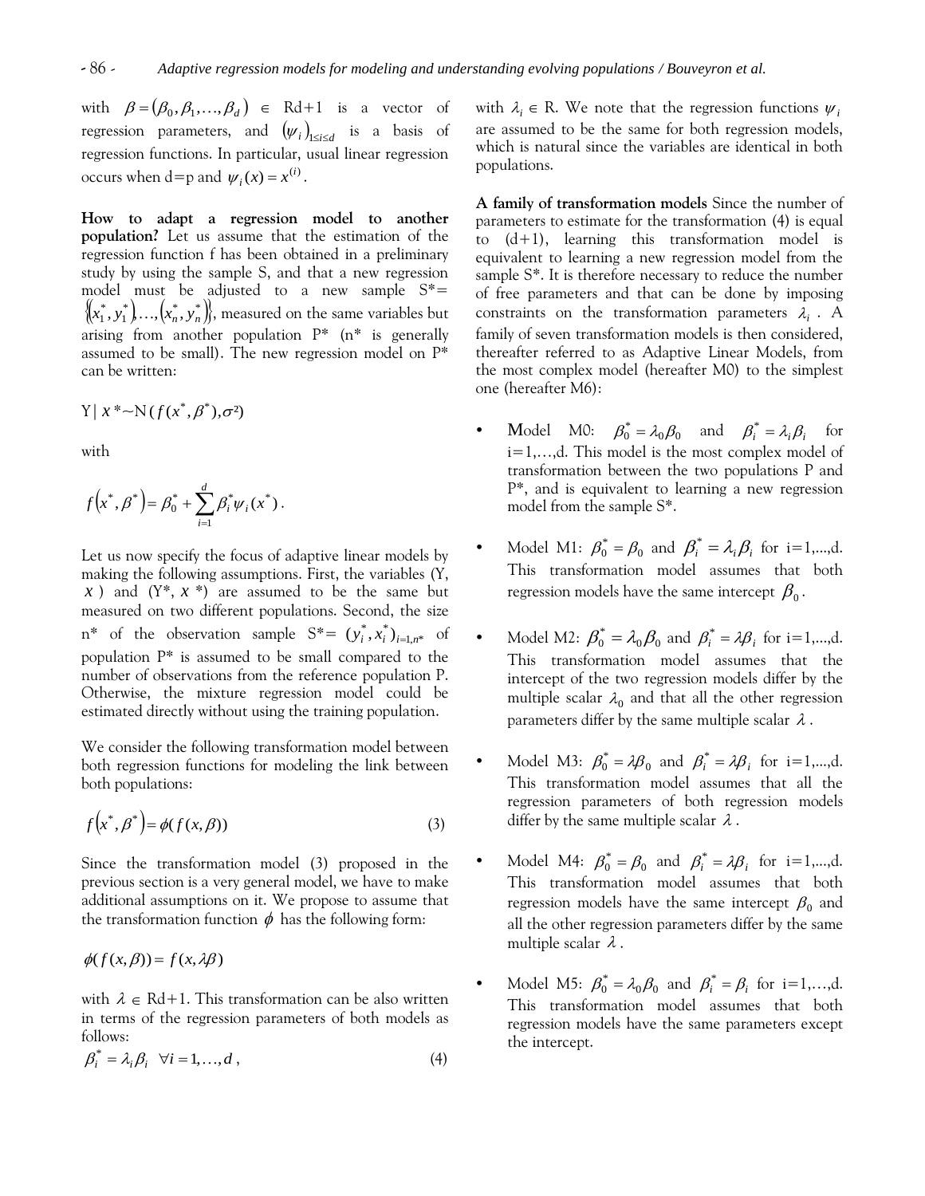with $\beta = (\beta_0, \beta_1, \ldots, \beta_d) \in$ Rd+1 is a vector of regression parameters, and $(\psi_i)_{1 \le i \le d}$ is a basis of regression functions. In particular, usual linear regression occurs when d=p and $\psi_i(x) = x^{(i)}$.

**How to adapt a regression model to another population?** Let us assume that the estimation of the regression function f has been obtained in a preliminary study by using the sample S, and that a new regression model must be adjusted to a new sample S*= $\{(x_1^*, y_1^*), \ldots, (x_n^*, y_n^*)\}$, measured on the same variables but arising from another population P* (n* is generally assumed to be small). The new regression model on P* can be written:

$$Y \mid x^* \sim N(f(x^*, \beta^*), \sigma^2)$$

with

$$f(x^*, \beta^*) = \beta_0^* + \sum_{i=1}^{d} \beta_i^* \psi_i(x^*).$$

Let us now specify the focus of adaptive linear models by making the following assumptions. First, the variables (Y, $x$) and (Y*, $x$*) are assumed to be the same but measured on two different populations. Second, the size n* of the observation sample S*= $(y_i^*, x_i^*)_{i=1,n^*}$ of population P* is assumed to be small compared to the number of observations from the reference population P. Otherwise, the mixture regression model could be estimated directly without using the training population.

We consider the following transformation model between both regression functions for modeling the link between both populations:

$$f(x^*, \beta^*) = \phi(f(x, \beta)) \tag{3}$$

Since the transformation model (3) proposed in the previous section is a very general model, we have to make additional assumptions on it. We propose to assume that the transformation function $\phi$ has the following form:

$$\phi(f(x, \beta)) = f(x, \lambda\beta)$$

with $\lambda \in$ Rd+1. This transformation can be also written in terms of the regression parameters of both models as follows:

$$\beta_i^* = \lambda_i \beta_i \quad \forall i = 1, \ldots, d, \tag{4}$$

with $\lambda_i \in$ R. We note that the regression functions $\psi_i$ are assumed to be the same for both regression models, which is natural since the variables are identical in both populations.

**A family of transformation models** Since the number of parameters to estimate for the transformation (4) is equal to (d+1), learning this transformation model is equivalent to learning a new regression model from the sample S*. It is therefore necessary to reduce the number of free parameters and that can be done by imposing constraints on the transformation parameters $\lambda_i$. A family of seven transformation models is then considered, thereafter referred to as Adaptive Linear Models, from the most complex model (hereafter M0) to the simplest one (hereafter M6):

- Model M0: $\beta_0^* = \lambda_0 \beta_0$ and $\beta_i^* = \lambda_i \beta_i$ for i=1,…,d. This model is the most complex model of transformation between the two populations P and P*, and is equivalent to learning a new regression model from the sample S*.
- Model M1: $\beta_0^* = \beta_0$ and $\beta_i^* = \lambda_i \beta_i$ for i=1,...,d. This transformation model assumes that both regression models have the same intercept $\beta_0$.
- Model M2: $\beta_0^* = \lambda_0 \beta_0$ and $\beta_i^* = \lambda \beta_i$ for i=1,...,d. This transformation model assumes that the intercept of the two regression models differ by the multiple scalar $\lambda_0$ and that all the other regression parameters differ by the same multiple scalar $\lambda$.
- Model M3: $\beta_0^* = \lambda \beta_0$ and $\beta_i^* = \lambda \beta_i$ for i=1,...,d. This transformation model assumes that all the regression parameters of both regression models differ by the same multiple scalar $\lambda$.
- Model M4: $\beta_0^* = \beta_0$ and $\beta_i^* = \lambda \beta_i$ for i=1,...,d. This transformation model assumes that both regression models have the same intercept $\beta_0$ and all the other regression parameters differ by the same multiple scalar $\lambda$.
- Model M5: $\beta_0^* = \lambda_0 \beta_0$ and $\beta_i^* = \beta_i$ for i=1,...,d. This transformation model assumes that both regression models have the same parameters except the intercept.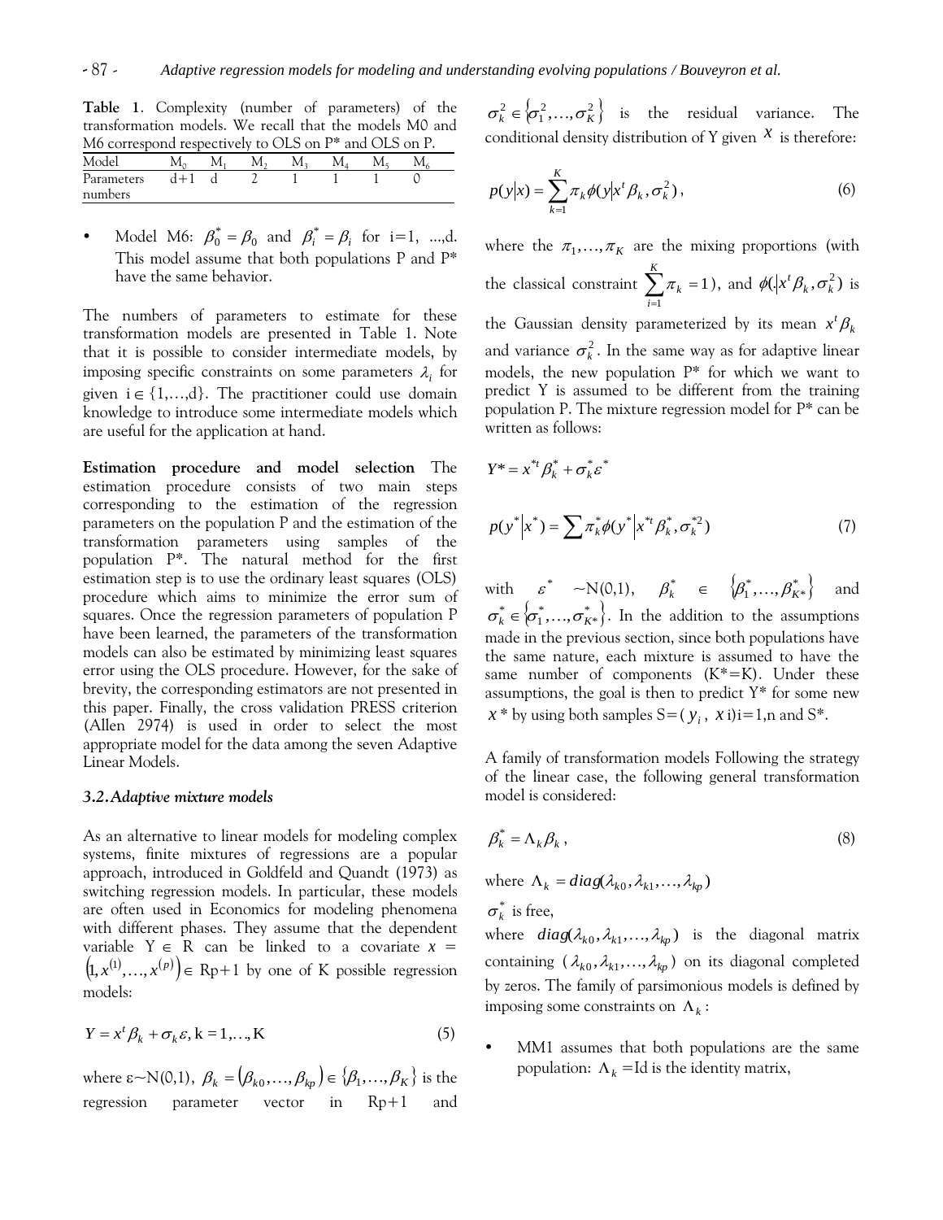**Table 1**. Complexity (number of parameters) of the transformation models. We recall that the models M0 and M6 correspond respectively to OLS on P* and OLS on P.

| Model | $M_0$ | $M_1$ | $M_2$ | $M_3$ | $M_4$ | $M_5$ | $M_6$ |
|---|---|---|---|---|---|---|---|
| Parameters numbers | d+1 | d | 2 | 1 | 1 | 1 | 0 |

- Model M6: $\beta_0^* = \beta_0$ and $\beta_i^* = \beta_i$ for i=1, ...,d. This model assume that both populations P and P* have the same behavior.

The numbers of parameters to estimate for these transformation models are presented in Table 1. Note that it is possible to consider intermediate models, by imposing specific constraints on some parameters $\lambda_i$ for given $i \in \{1,\ldots,d\}$. The practitioner could use domain knowledge to introduce some intermediate models which are useful for the application at hand.

**Estimation procedure and model selection** The estimation procedure consists of two main steps corresponding to the estimation of the regression parameters on the population P and the estimation of the transformation parameters using samples of the population P*. The natural method for the first estimation step is to use the ordinary least squares (OLS) procedure which aims to minimize the error sum of squares. Once the regression parameters of population P have been learned, the parameters of the transformation models can also be estimated by minimizing least squares error using the OLS procedure. However, for the sake of brevity, the corresponding estimators are not presented in this paper. Finally, the cross validation PRESS criterion (Allen 2974) is used in order to select the most appropriate model for the data among the seven Adaptive Linear Models.

### *3.2. Adaptive mixture models*

As an alternative to linear models for modeling complex systems, finite mixtures of regressions are a popular approach, introduced in Goldfeld and Quandt (1973) as switching regression models. In particular, these models are often used in Economics for modeling phenomena with different phases. They assume that the dependent variable $Y \in$ R can be linked to a covariate $x = \left(1, x^{(1)},\ldots,x^{(p)}\right) \in$ Rp+1 by one of K possible regression models:

$$Y = x^t \beta_k + \sigma_k \varepsilon, \text{ k} = 1,\ldots,\text{K} \tag{5}$$

where $\varepsilon \sim N(0,1)$, $\beta_k = (\beta_{k0},\ldots,\beta_{kp}) \in \{\beta_1,\ldots,\beta_K\}$ is the regression parameter vector in Rp+1 and $\sigma_k^2 \in \{\sigma_1^2,\ldots,\sigma_K^2\}$ is the residual variance. The conditional density distribution of Y given $x$ is therefore:

$$p(y|x) = \sum_{k=1}^{K} \pi_k \phi(y|x^t \beta_k, \sigma_k^2), \tag{6}$$

where the $\pi_1,\ldots,\pi_K$ are the mixing proportions (with the classical constraint $\sum_{i=1}^{K} \pi_k = 1$), and $\phi(.|x^t \beta_k, \sigma_k^2)$ is the Gaussian density parameterized by its mean $x^t \beta_k$ and variance $\sigma_k^2$. In the same way as for adaptive linear models, the new population P* for which we want to predict Y is assumed to be different from the training population P. The mixture regression model for P* can be written as follows:

$$Y^* = x^{*t} \beta_k^* + \sigma_k^* \varepsilon^*$$

$$p(y^*|x^*) = \sum \pi_k^* \phi(y^*|x^{*t} \beta_k^*, \sigma_k^{*2}) \tag{7}$$

with $\varepsilon^* \sim N(0,1)$, $\beta_k^* \in \{\beta_1^*,\ldots,\beta_{K^*}^*\}$ and $\sigma_k^* \in \{\sigma_1^*,\ldots,\sigma_{K^*}^*\}$. In the addition to the assumptions made in the previous section, since both populations have the same nature, each mixture is assumed to have the same number of components (K*=K). Under these assumptions, the goal is then to predict Y* for some new $x^*$ by using both samples S=( $y_i$, $x$ i)i=1,n and S*.

A family of transformation models Following the strategy of the linear case, the following general transformation model is considered:

$$\beta_k^* = \Lambda_k \beta_k, \tag{8}$$

where $\Lambda_k = diag(\lambda_{k0}, \lambda_{k1},\ldots,\lambda_{kp})$

$\sigma_k^*$ is free,

where $diag(\lambda_{k0}, \lambda_{k1},\ldots,\lambda_{kp})$ is the diagonal matrix containing $(\lambda_{k0}, \lambda_{k1},\ldots,\lambda_{kp})$ on its diagonal completed by zeros. The family of parsimonious models is defined by imposing some constraints on $\Lambda_k$:

- MM1 assumes that both populations are the same population: $\Lambda_k$ =Id is the identity matrix,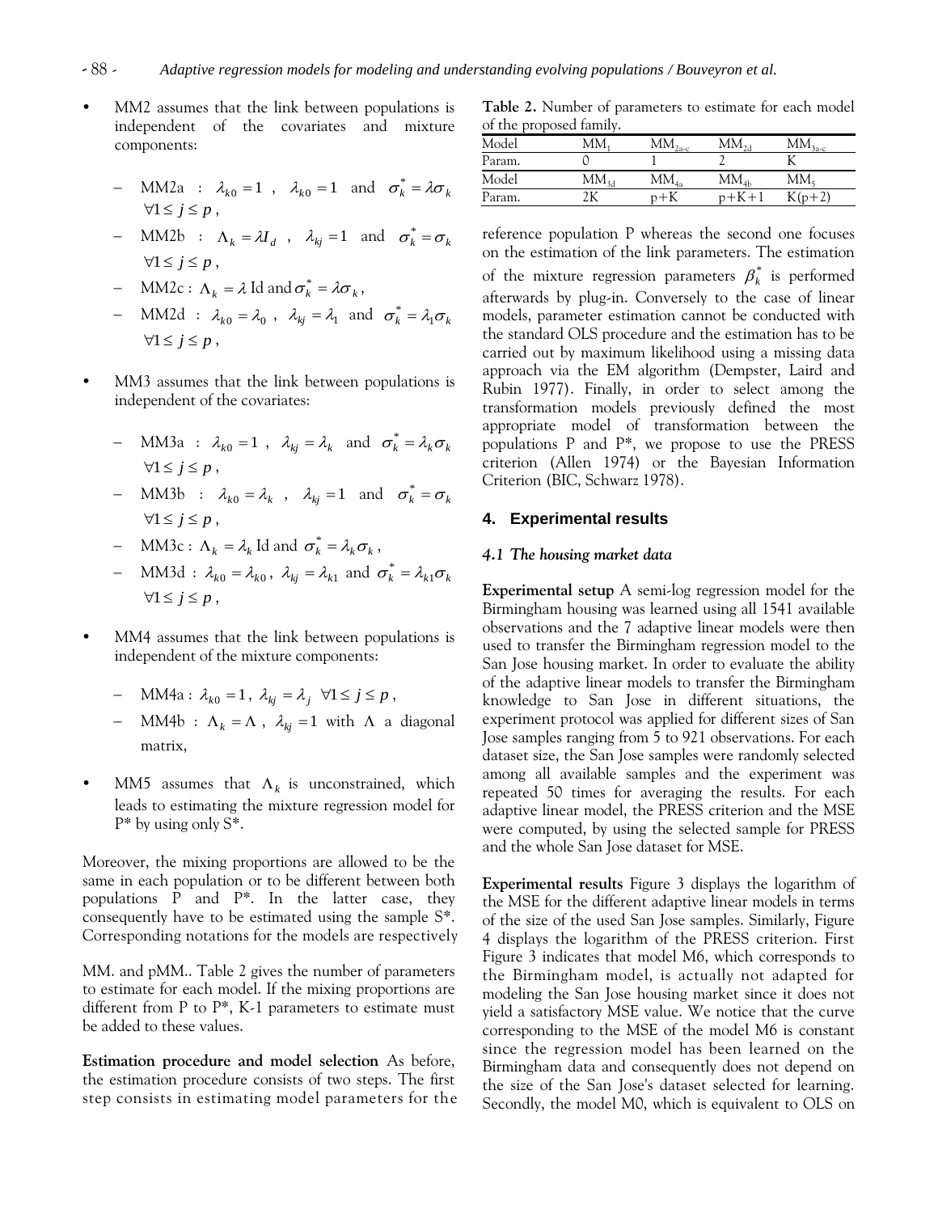- MM2 assumes that the link between populations is independent of the covariates and mixture components:

  - MM2a : $\lambda_{k0} = 1$ , $\lambda_{k0} = 1$ and $\sigma_k^* = \lambda\sigma_k$ $\forall 1 \leq j \leq p$ ,
  - MM2b : $\Lambda_k = \lambda I_d$ , $\lambda_{kj} = 1$ and $\sigma_k^* = \sigma_k$ $\forall 1 \leq j \leq p$ ,
  - MM2c : $\Lambda_k = \lambda$ Id and $\sigma_k^* = \lambda\sigma_k$ ,
  - MM2d : $\lambda_{k0} = \lambda_0$ , $\lambda_{kj} = \lambda_1$ and $\sigma_k^* = \lambda_1\sigma_k$ $\forall 1 \leq j \leq p$ ,

- MM3 assumes that the link between populations is independent of the covariates:

  - MM3a : $\lambda_{k0} = 1$ , $\lambda_{kj} = \lambda_k$ and $\sigma_k^* = \lambda_k\sigma_k$ $\forall 1 \leq j \leq p$ ,
  - MM3b : $\lambda_{k0} = \lambda_k$ , $\lambda_{kj} = 1$ and $\sigma_k^* = \sigma_k$ $\forall 1 \leq j \leq p$ ,
  - MM3c : $\Lambda_k = \lambda_k$ Id and $\sigma_k^* = \lambda_k\sigma_k$ ,
  - MM3d : $\lambda_{k0} = \lambda_{k0}$ , $\lambda_{kj} = \lambda_{k1}$ and $\sigma_k^* = \lambda_{k1}\sigma_k$ $\forall 1 \leq j \leq p$ ,

- MM4 assumes that the link between populations is independent of the mixture components:

  - MM4a : $\lambda_{k0} = 1$, $\lambda_{kj} = \lambda_j$ $\forall 1 \leq j \leq p$ ,
  - MM4b : $\Lambda_k = \Lambda$ , $\lambda_{kj} = 1$ with $\Lambda$ a diagonal matrix,

- MM5 assumes that $\Lambda_k$ is unconstrained, which leads to estimating the mixture regression model for P* by using only S*.

Moreover, the mixing proportions are allowed to be the same in each population or to be different between both populations P and P*. In the latter case, they consequently have to be estimated using the sample S*. Corresponding notations for the models are respectively MM. and pMM.. Table 2 gives the number of parameters to estimate for each model. If the mixing proportions are different from P to P*, K-1 parameters to estimate must be added to these values.

**Estimation procedure and model selection** As before, the estimation procedure consists of two steps. The first step consists in estimating model parameters for the reference population P whereas the second one focuses on the estimation of the link parameters. The estimation of the mixture regression parameters $\beta_k^*$ is performed afterwards by plug-in. Conversely to the case of linear models, parameter estimation cannot be conducted with the standard OLS procedure and the estimation has to be carried out by maximum likelihood using a missing data approach via the EM algorithm (Dempster, Laird and Rubin 1977). Finally, in order to select among the transformation models previously defined the most appropriate model of transformation between the populations P and P*, we propose to use the PRESS criterion (Allen 1974) or the Bayesian Information Criterion (BIC, Schwarz 1978).

**Table 2.** Number of parameters to estimate for each model of the proposed family.

| Model | $MM_1$ | $MM_{2a\text{-}c}$ | $MM_{2d}$ | $MM_{3a\text{-}c}$ |
|---|---|---|---|---|
| Param. | 0 | 1 | 2 | K |
| Model | $MM_{3d}$ | $MM_{4a}$ | $MM_{4b}$ | $MM_5$ |
| Param. | 2K | p+K | p+K+1 | K(p+2) |

## 4. Experimental results

### *4.1 The housing market data*

**Experimental setup** A semi-log regression model for the Birmingham housing was learned using all 1541 available observations and the 7 adaptive linear models were then used to transfer the Birmingham regression model to the San Jose housing market. In order to evaluate the ability of the adaptive linear models to transfer the Birmingham knowledge to San Jose in different situations, the experiment protocol was applied for different sizes of San Jose samples ranging from 5 to 921 observations. For each dataset size, the San Jose samples were randomly selected among all available samples and the experiment was repeated 50 times for averaging the results. For each adaptive linear model, the PRESS criterion and the MSE were computed, by using the selected sample for PRESS and the whole San Jose dataset for MSE.

**Experimental results** Figure 3 displays the logarithm of the MSE for the different adaptive linear models in terms of the size of the used San Jose samples. Similarly, Figure 4 displays the logarithm of the PRESS criterion. First Figure 3 indicates that model M6, which corresponds to the Birmingham model, is actually not adapted for modeling the San Jose housing market since it does not yield a satisfactory MSE value. We notice that the curve corresponding to the MSE of the model M6 is constant since the regression model has been learned on the Birmingham data and consequently does not depend on the size of the San Jose's dataset selected for learning. Secondly, the model M0, which is equivalent to OLS on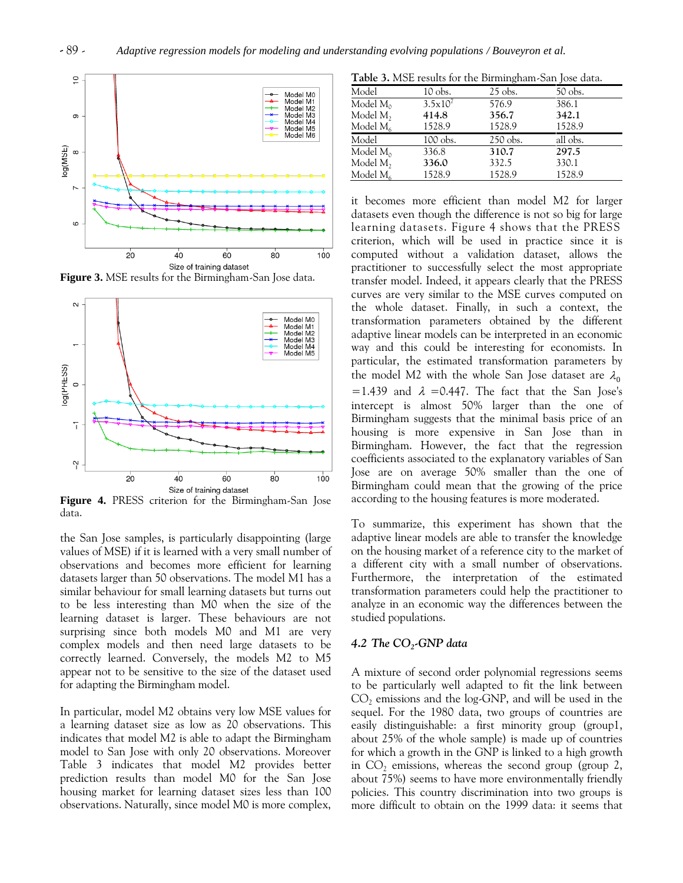Figure 3. MSE results for the Birmingham-San Jose data.

Figure 4. PRESS criterion for the Birmingham-San Jose data.

the San Jose samples, is particularly disappointing (large values of MSE) if it is learned with a very small number of observations and becomes more efficient for learning datasets larger than 50 observations. The model M1 has a similar behaviour for small learning datasets but turns out to be less interesting than M0 when the size of the learning dataset is larger. These behaviours are not surprising since both models M0 and M1 are very complex models and then need large datasets to be correctly learned. Conversely, the models M2 to M5 appear not to be sensitive to the size of the dataset used for adapting the Birmingham model.

In particular, model M2 obtains very low MSE values for a learning dataset size as low as 20 observations. This indicates that model M2 is able to adapt the Birmingham model to San Jose with only 20 observations. Moreover Table 3 indicates that model M2 provides better prediction results than model M0 for the San Jose housing market for learning dataset sizes less than 100 observations. Naturally, since model M0 is more complex,

**Table 3.** MSE results for the Birmingham-San Jose data.

| Model | 10 obs. | 25 obs. | 50 obs. |
|---|---|---|---|
| Model $M_0$ | $3.5x10^7$ | 576.9 | 386.1 |
| Model $M_2$ | **414.8** | **356.7** | **342.1** |
| Model $M_6$ | 1528.9 | 1528.9 | 1528.9 |
| **Model** | **100 obs.** | **250 obs.** | **all obs.** |
| Model $M_0$ | 336.8 | **310.7** | **297.5** |
| Model $M_2$ | **336.0** | 332.5 | 330.1 |
| Model $M_6$ | 1528.9 | 1528.9 | 1528.9 |

it becomes more efficient than model M2 for larger datasets even though the difference is not so big for large learning datasets. Figure 4 shows that the PRESS criterion, which will be used in practice since it is computed without a validation dataset, allows the practitioner to successfully select the most appropriate transfer model. Indeed, it appears clearly that the PRESS curves are very similar to the MSE curves computed on the whole dataset. Finally, in such a context, the transformation parameters obtained by the different adaptive linear models can be interpreted in an economic way and this could be interesting for economists. In particular, the estimated transformation parameters by the model M2 with the whole San Jose dataset are $\lambda_0 = 1.439$ and $\lambda = 0.447$. The fact that the San Jose's intercept is almost 50% larger than the one of Birmingham suggests that the minimal basis price of an housing is more expensive in San Jose than in Birmingham. However, the fact that the regression coefficients associated to the explanatory variables of San Jose are on average 50% smaller than the one of Birmingham could mean that the growing of the price according to the housing features is more moderated.

To summarize, this experiment has shown that the adaptive linear models are able to transfer the knowledge on the housing market of a reference city to the market of a different city with a small number of observations. Furthermore, the interpretation of the estimated transformation parameters could help the practitioner to analyze in an economic way the differences between the studied populations.

### *4.2 The $CO_2$-GNP data*

A mixture of second order polynomial regressions seems to be particularly well adapted to fit the link between $CO_2$ emissions and the log-GNP, and will be used in the sequel. For the 1980 data, two groups of countries are easily distinguishable: a first minority group (group1, about 25% of the whole sample) is made up of countries for which a growth in the GNP is linked to a high growth in $CO_2$ emissions, whereas the second group (group 2, about 75%) seems to have more environmentally friendly policies. This country discrimination into two groups is more difficult to obtain on the 1999 data: it seems that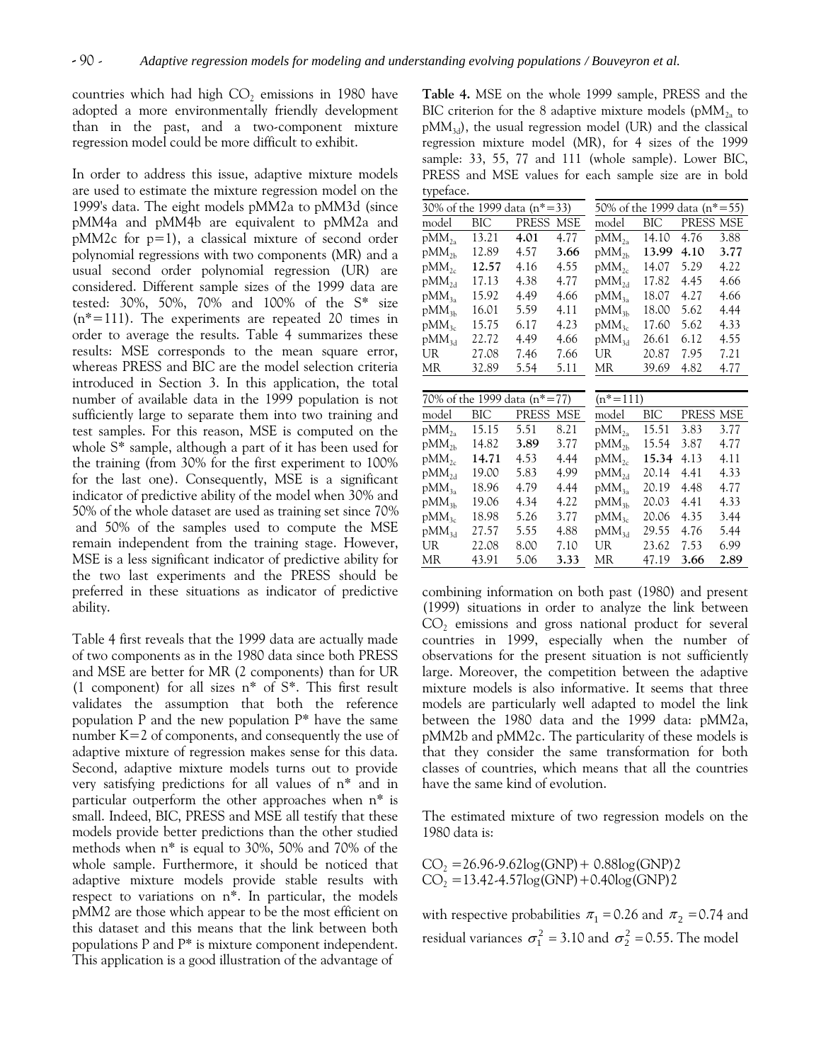countries which had high $CO_2$ emissions in 1980 have adopted a more environmentally friendly development than in the past, and a two-component mixture regression model could be more difficult to exhibit.

In order to address this issue, adaptive mixture models are used to estimate the mixture regression model on the 1999's data. The eight models pMM2a to pMM3d (since pMM4a and pMM4b are equivalent to pMM2a and pMM2c for p=1), a classical mixture of second order polynomial regressions with two components (MR) and a usual second order polynomial regression (UR) are considered. Different sample sizes of the 1999 data are tested: 30%, 50%, 70% and 100% of the S* size (n*=111). The experiments are repeated 20 times in order to average the results. Table 4 summarizes these results: MSE corresponds to the mean square error, whereas PRESS and BIC are the model selection criteria introduced in Section 3. In this application, the total number of available data in the 1999 population is not sufficiently large to separate them into two training and test samples. For this reason, MSE is computed on the whole S* sample, although a part of it has been used for the training (from 30% for the first experiment to 100% for the last one). Consequently, MSE is a significant indicator of predictive ability of the model when 30% and 50% of the whole dataset are used as training set since 70% and 50% of the samples used to compute the MSE remain independent from the training stage. However, MSE is a less significant indicator of predictive ability for the two last experiments and the PRESS should be preferred in these situations as indicator of predictive ability.

Table 4 first reveals that the 1999 data are actually made of two components as in the 1980 data since both PRESS and MSE are better for MR (2 components) than for UR (1 component) for all sizes n* of S*. This first result validates the assumption that both the reference population P and the new population P* have the same number K=2 of components, and consequently the use of adaptive mixture of regression makes sense for this data. Second, adaptive mixture models turns out to provide very satisfying predictions for all values of n* and in particular outperform the other approaches when n* is small. Indeed, BIC, PRESS and MSE all testify that these models provide better predictions than the other studied methods when n* is equal to 30%, 50% and 70% of the whole sample. Furthermore, it should be noticed that adaptive mixture models provide stable results with respect to variations on n*. In particular, the models pMM2 are those which appear to be the most efficient on this dataset and this means that the link between both populations P and P* is mixture component independent. This application is a good illustration of the advantage of combining information on both past (1980) and present (1999) situations in order to analyze the link between $CO_2$ emissions and gross national product for several countries in 1999, especially when the number of observations for the present situation is not sufficiently large. Moreover, the competition between the adaptive mixture models is also informative. It seems that three models are particularly well adapted to model the link between the 1980 data and the 1999 data: pMM2a, pMM2b and pMM2c. The particularity of these models is that they consider the same transformation for both classes of countries, which means that all the countries have the same kind of evolution.

**Table 4.** MSE on the whole 1999 sample, PRESS and the BIC criterion for the 8 adaptive mixture models ($pMM_{2a}$ to $pMM_{3d}$), the usual regression model (UR) and the classical regression mixture model (MR), for 4 sizes of the 1999 sample: 33, 55, 77 and 111 (whole sample). Lower BIC, PRESS and MSE values for each sample size are in bold typeface.

| 30% of the 1999 data (n*=33) | | | | 50% of the 1999 data (n*=55) | | | |
|---|---|---|---|---|---|---|---|
| model | BIC | PRESS | MSE | model | BIC | PRESS | MSE |
| $pMM_{2a}$ | 13.21 | **4.01** | 4.77 | $pMM_{2a}$ | 14.10 | 4.76 | 3.88 |
| $pMM_{2b}$ | 12.89 | 4.57 | **3.66** | $pMM_{2b}$ | **13.99** | **4.10** | **3.77** |
| $pMM_{2c}$ | **12.57** | 4.16 | 4.55 | $pMM_{2c}$ | 14.07 | 5.29 | 4.22 |
| $pMM_{2d}$ | 17.13 | 4.38 | 4.77 | $pMM_{2d}$ | 17.82 | 4.45 | 4.66 |
| $pMM_{3a}$ | 15.92 | 4.49 | 4.66 | $pMM_{3a}$ | 18.07 | 4.27 | 4.66 |
| $pMM_{3b}$ | 16.01 | 5.59 | 4.11 | $pMM_{3b}$ | 18.00 | 5.62 | 4.44 |
| $pMM_{3c}$ | 15.75 | 6.17 | 4.23 | $pMM_{3c}$ | 17.60 | 5.62 | 4.33 |
| $pMM_{3d}$ | 22.72 | 4.49 | 4.66 | $pMM_{3d}$ | 26.61 | 6.12 | 4.55 |
| UR | 27.08 | 7.46 | 7.66 | UR | 20.87 | 7.95 | 7.21 |
| MR | 32.89 | 5.54 | 5.11 | MR | 39.69 | 4.82 | 4.77 |

| 70% of the 1999 data (n*=77) | | | | (n*=111) | | | |
|---|---|---|---|---|---|---|---|
| model | BIC | PRESS | MSE | model | BIC | PRESS | MSE |
| $pMM_{2a}$ | 15.15 | 5.51 | 8.21 | $pMM_{2a}$ | 15.51 | 3.83 | 3.77 |
| $pMM_{2b}$ | 14.82 | **3.89** | 3.77 | $pMM_{2b}$ | 15.54 | 3.87 | 4.77 |
| $pMM_{2c}$ | **14.71** | 4.53 | 4.44 | $pMM_{2c}$ | **15.34** | 4.13 | 4.11 |
| $pMM_{2d}$ | 19.00 | 5.83 | 4.99 | $pMM_{2d}$ | 20.14 | 4.41 | 4.33 |
| $pMM_{3a}$ | 18.96 | 4.79 | 4.44 | $pMM_{3a}$ | 20.19 | 4.48 | 4.77 |
| $pMM_{3b}$ | 19.06 | 4.34 | 4.22 | $pMM_{3b}$ | 20.03 | 4.41 | 4.33 |
| $pMM_{3c}$ | 18.98 | 5.26 | 3.77 | $pMM_{3c}$ | 20.06 | 4.35 | 3.44 |
| $pMM_{3d}$ | 27.57 | 5.55 | 4.88 | $pMM_{3d}$ | 29.55 | 4.76 | 5.44 |
| UR | 22.08 | 8.00 | 7.10 | UR | 23.62 | 7.53 | 6.99 |
| MR | 43.91 | 5.06 | **3.33** | MR | 47.19 | **3.66** | **2.89** |

The estimated mixture of two regression models on the 1980 data is:

$$CO_2 = 26.96 - 9.62\log(GNP) + 0.88\log(GNP)2$$
$$CO_2 = 13.42 - 4.57\log(GNP) + 0.40\log(GNP)2$$

with respective probabilities $\pi_1 = 0.26$ and $\pi_2 = 0.74$ and residual variances $\sigma_1^2 = 3.10$ and $\sigma_2^2 = 0.55$. The model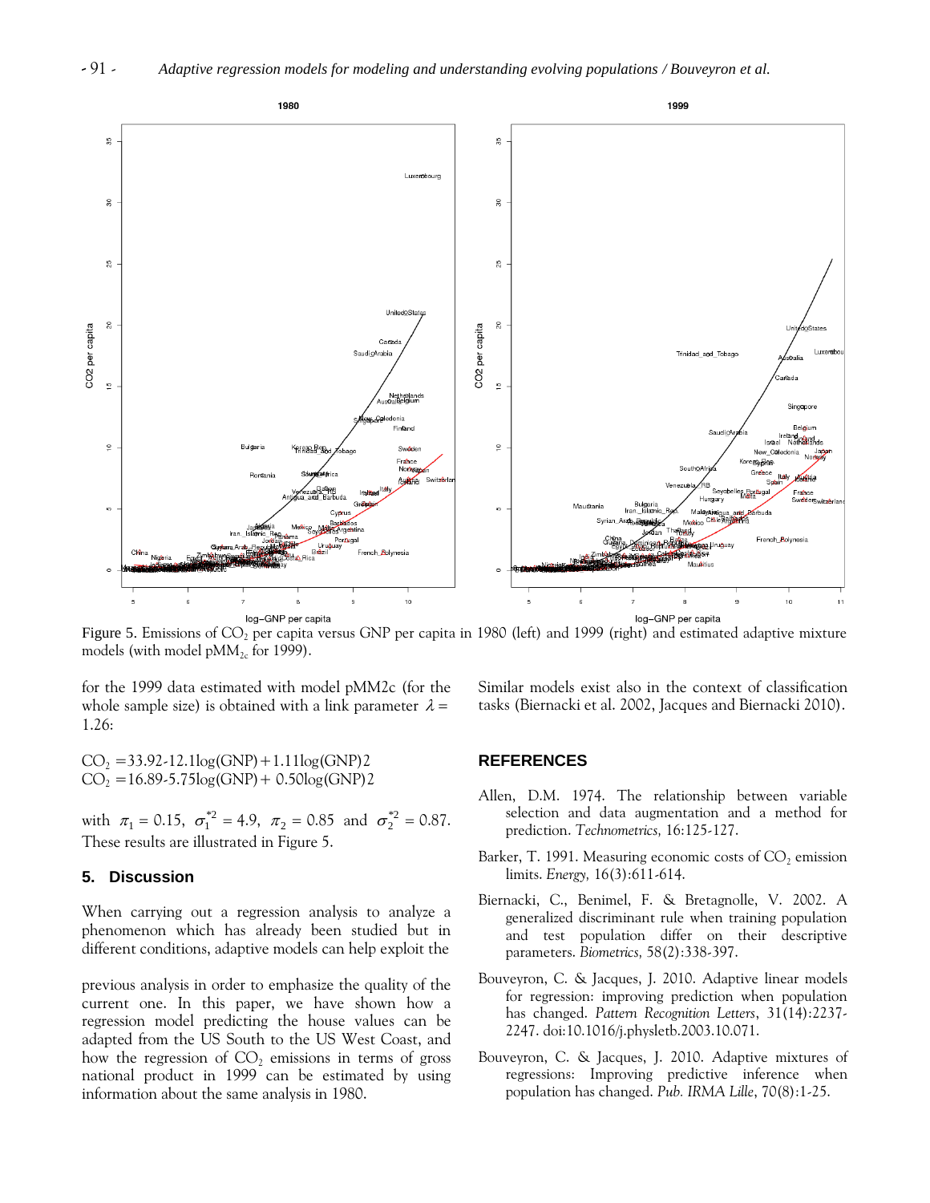Figure 5. Emissions of $CO_2$ per capita versus GNP per capita in 1980 (left) and 1999 (right) and estimated adaptive mixture models (with model $pMM_{2c}$ for 1999).

for the 1999 data estimated with model pMM2c (for the whole sample size) is obtained with a link parameter $\lambda = 1.26$:

$$CO_2 = 33.92 - 12.1\log(GNP) + 1.11\log(GNP)2$$
$$CO_2 = 16.89 - 5.75\log(GNP) + 0.50\log(GNP)2$$

with $\pi_1 = 0.15$, $\sigma_1^{*2} = 4.9$, $\pi_2 = 0.85$ and $\sigma_2^{*2} = 0.87$. These results are illustrated in Figure 5.

## 5. Discussion

When carrying out a regression analysis to analyze a phenomenon which has already been studied but in different conditions, adaptive models can help exploit the previous analysis in order to emphasize the quality of the current one. In this paper, we have shown how a regression model predicting the house values can be adapted from the US South to the US West Coast, and how the regression of $CO_2$ emissions in terms of gross national product in 1999 can be estimated by using information about the same analysis in 1980.

Similar models exist also in the context of classification tasks (Biernacki et al. 2002, Jacques and Biernacki 2010).

## REFERENCES

Allen, D.M. 1974. The relationship between variable selection and data augmentation and a method for prediction. *Technometrics,* 16:125-127.

Barker, T. 1991. Measuring economic costs of $CO_2$ emission limits. *Energy,* 16(3):611-614.

Biernacki, C., Benimel, F. & Bretagnolle, V. 2002. A generalized discriminant rule when training population and test population differ on their descriptive parameters. *Biometrics,* 58(2):338-397.

Bouveyron, C. & Jacques, J. 2010. Adaptive linear models for regression: improving prediction when population has changed. *Pattern Recognition Letters*, 31(14):2237-2247. doi:10.1016/j.physletb.2003.10.071.

Bouveyron, C. & Jacques, J. 2010. Adaptive mixtures of regressions: Improving predictive inference when population has changed. *Pub. IRMA Lille*, 70(8):1-25.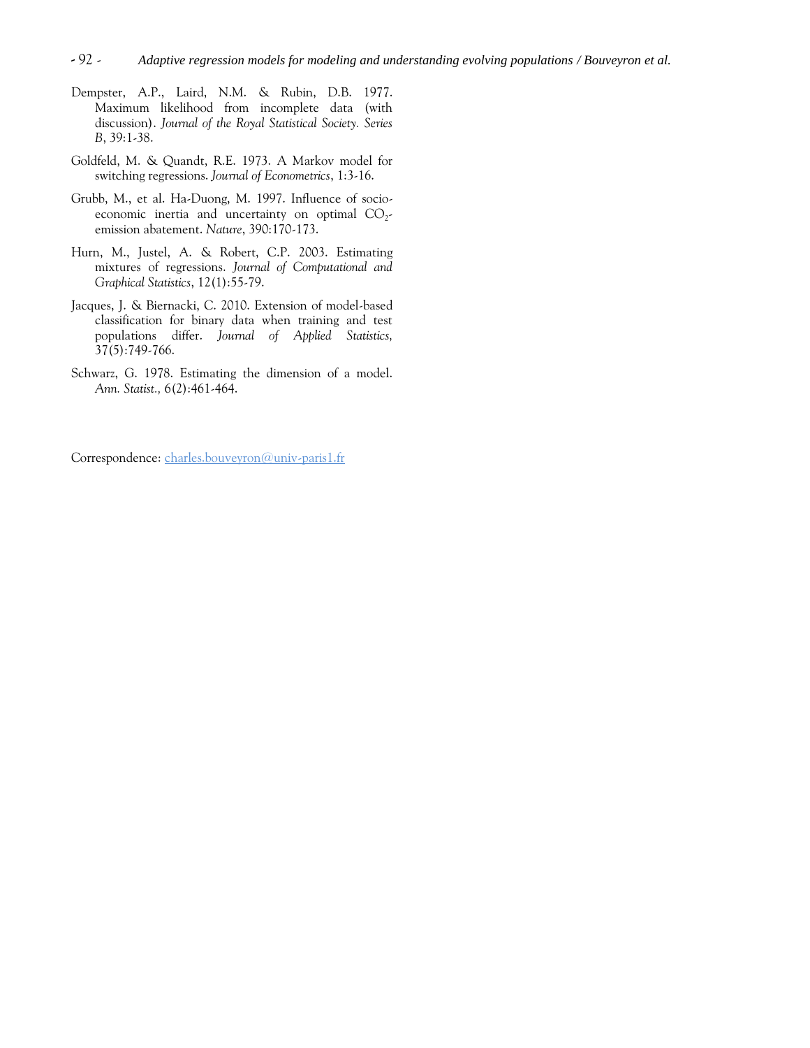Dempster, A.P., Laird, N.M. & Rubin, D.B. 1977. Maximum likelihood from incomplete data (with discussion). *Journal of the Royal Statistical Society. Series B*, 39:1-38.

Goldfeld, M. & Quandt, R.E. 1973. A Markov model for switching regressions. *Journal of Econometrics*, 1:3-16.

Grubb, M., et al. Ha-Duong, M. 1997. Influence of socio-economic inertia and uncertainty on optimal $CO_2$-emission abatement. *Nature*, 390:170-173.

Hurn, M., Justel, A. & Robert, C.P. 2003. Estimating mixtures of regressions. *Journal of Computational and Graphical Statistics*, 12(1):55-79.

Jacques, J. & Biernacki, C. 2010. Extension of model-based classification for binary data when training and test populations differ. *Journal of Applied Statistics,* 37(5):749-766.

Schwarz, G. 1978. Estimating the dimension of a model. *Ann. Statist.,* 6(2):461-464.

Correspondence: charles.bouveyron@univ-paris1.fr